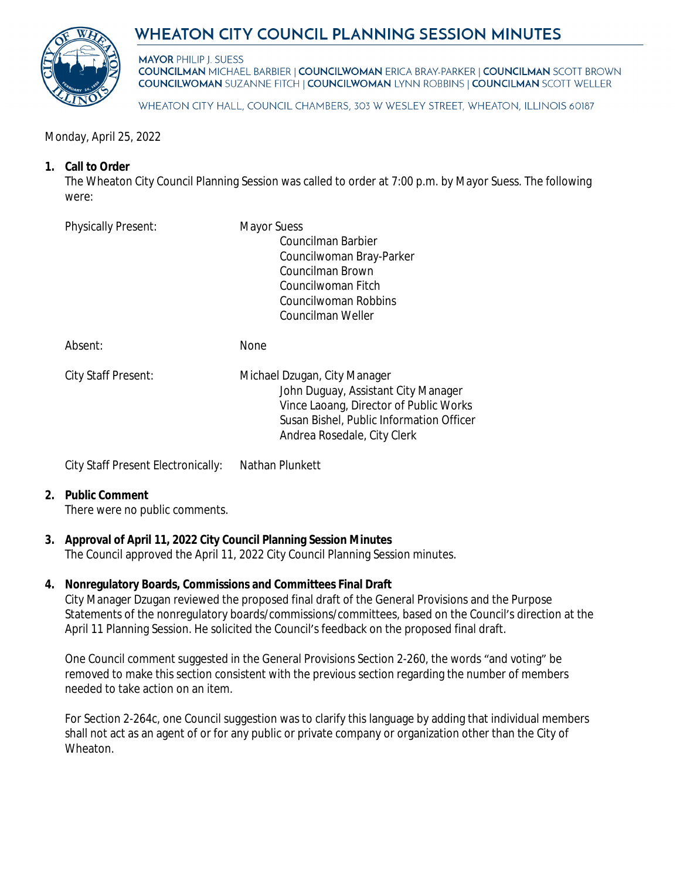# WHEATON CITY COUNCIL PLANNING SESSION MINUTES

**MAYOR** PHILIP J. SUESS
**COUNCILMAN** MICHAEL BARBIER | **COUNCILWOMAN** ERICA BRAY-PARKER | **COUNCILMAN** SCOTT BROWN
**COUNCILWOMAN** SUZANNE FITCH | **COUNCILWOMAN** LYNN ROBBINS | **COUNCILMAN** SCOTT WELLER

WHEATON CITY HALL, COUNCIL CHAMBERS, 303 W WESLEY STREET, WHEATON, ILLINOIS 60187

Monday, April 25, 2022

**1. Call to Order**

The Wheaton City Council Planning Session was called to order at 7:00 p.m. by Mayor Suess. The following were:

Physically Present: Mayor Suess
Councilman Barbier
Councilwoman Bray-Parker
Councilman Brown
Councilwoman Fitch
Councilwoman Robbins
Councilman Weller

Absent: None

City Staff Present: Michael Dzugan, City Manager
John Duguay, Assistant City Manager
Vince Laoang, Director of Public Works
Susan Bishel, Public Information Officer
Andrea Rosedale, City Clerk

City Staff Present Electronically: Nathan Plunkett

**2. Public Comment**

There were no public comments.

**3. Approval of April 11, 2022 City Council Planning Session Minutes**

The Council approved the April 11, 2022 City Council Planning Session minutes.

**4. Nonregulatory Boards, Commissions and Committees Final Draft**

City Manager Dzugan reviewed the proposed final draft of the General Provisions and the Purpose Statements of the nonregulatory boards/commissions/committees, based on the Council's direction at the April 11 Planning Session. He solicited the Council's feedback on the proposed final draft.

One Council comment suggested in the General Provisions Section 2-260, the words "and voting" be removed to make this section consistent with the previous section regarding the number of members needed to take action on an item.

For Section 2-264c, one Council suggestion was to clarify this language by adding that individual members shall not act as an agent of or for any public or private company or organization other than the City of Wheaton.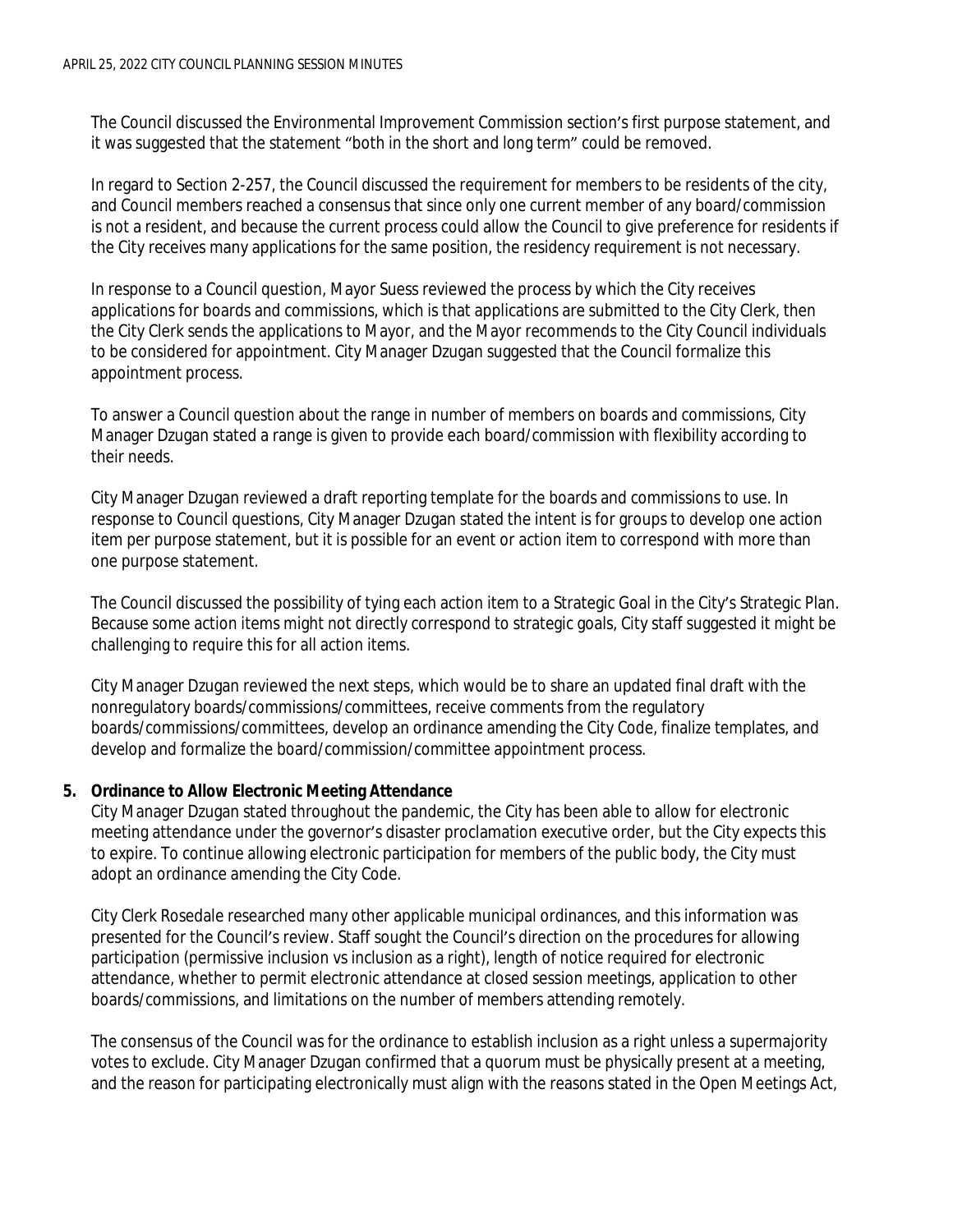The Council discussed the Environmental Improvement Commission section's first purpose statement, and it was suggested that the statement "both in the short and long term" could be removed.

In regard to Section 2-257, the Council discussed the requirement for members to be residents of the city, and Council members reached a consensus that since only one current member of any board/commission is not a resident, and because the current process could allow the Council to give preference for residents if the City receives many applications for the same position, the residency requirement is not necessary.

In response to a Council question, Mayor Suess reviewed the process by which the City receives applications for boards and commissions, which is that applications are submitted to the City Clerk, then the City Clerk sends the applications to Mayor, and the Mayor recommends to the City Council individuals to be considered for appointment. City Manager Dzugan suggested that the Council formalize this appointment process.

To answer a Council question about the range in number of members on boards and commissions, City Manager Dzugan stated a range is given to provide each board/commission with flexibility according to their needs.

City Manager Dzugan reviewed a draft reporting template for the boards and commissions to use. In response to Council questions, City Manager Dzugan stated the intent is for groups to develop one action item per purpose statement, but it is possible for an event or action item to correspond with more than one purpose statement.

The Council discussed the possibility of tying each action item to a Strategic Goal in the City's Strategic Plan. Because some action items might not directly correspond to strategic goals, City staff suggested it might be challenging to require this for all action items.

City Manager Dzugan reviewed the next steps, which would be to share an updated final draft with the nonregulatory boards/commissions/committees, receive comments from the regulatory boards/commissions/committees, develop an ordinance amending the City Code, finalize templates, and develop and formalize the board/commission/committee appointment process.

**5. Ordinance to Allow Electronic Meeting Attendance**

City Manager Dzugan stated throughout the pandemic, the City has been able to allow for electronic meeting attendance under the governor's disaster proclamation executive order, but the City expects this to expire. To continue allowing electronic participation for members of the public body, the City must adopt an ordinance amending the City Code.

City Clerk Rosedale researched many other applicable municipal ordinances, and this information was presented for the Council's review. Staff sought the Council's direction on the procedures for allowing participation (permissive inclusion vs inclusion as a right), length of notice required for electronic attendance, whether to permit electronic attendance at closed session meetings, application to other boards/commissions, and limitations on the number of members attending remotely.

The consensus of the Council was for the ordinance to establish inclusion as a right unless a supermajority votes to exclude. City Manager Dzugan confirmed that a quorum must be physically present at a meeting, and the reason for participating electronically must align with the reasons stated in the Open Meetings Act,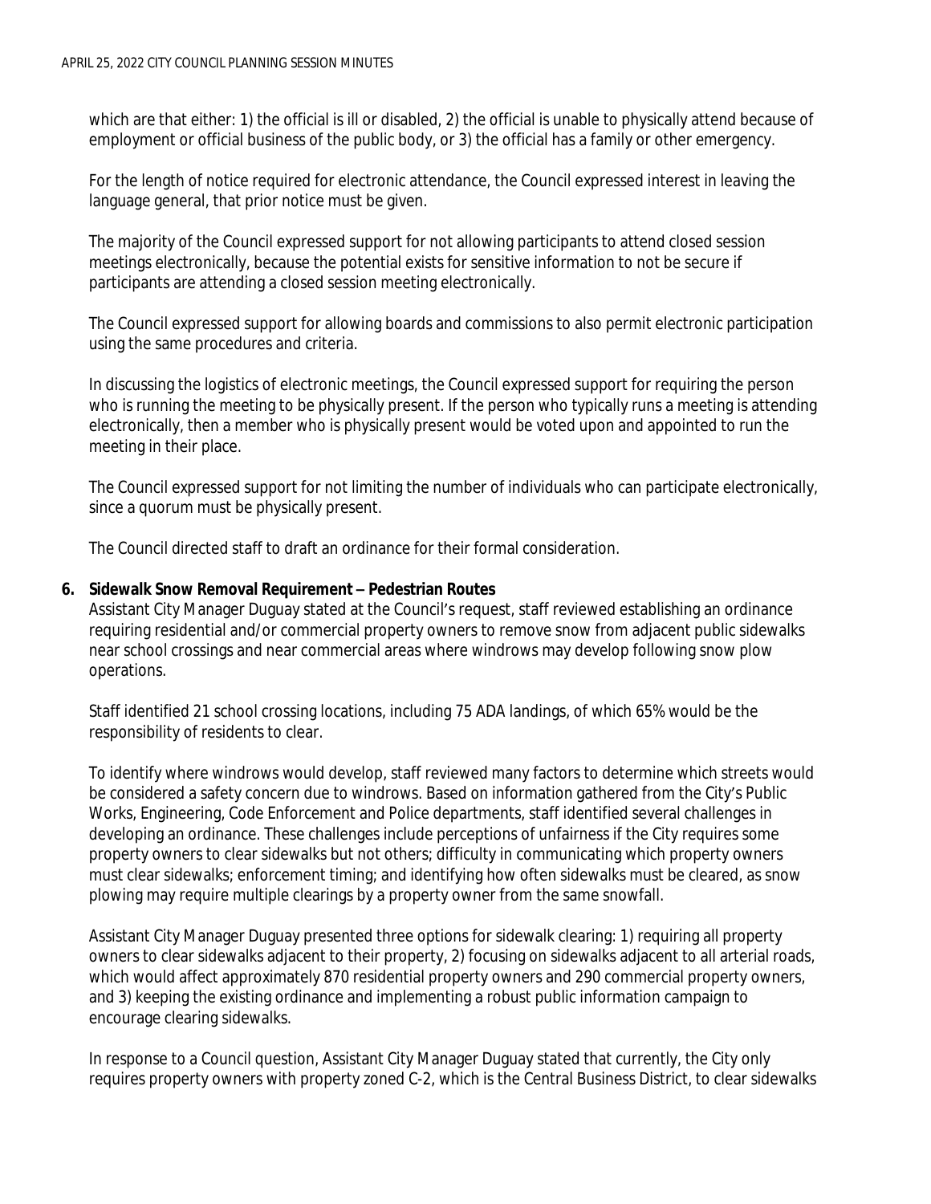which are that either: 1) the official is ill or disabled, 2) the official is unable to physically attend because of employment or official business of the public body, or 3) the official has a family or other emergency.

For the length of notice required for electronic attendance, the Council expressed interest in leaving the language general, that prior notice must be given.

The majority of the Council expressed support for not allowing participants to attend closed session meetings electronically, because the potential exists for sensitive information to not be secure if participants are attending a closed session meeting electronically.

The Council expressed support for allowing boards and commissions to also permit electronic participation using the same procedures and criteria.

In discussing the logistics of electronic meetings, the Council expressed support for requiring the person who is running the meeting to be physically present. If the person who typically runs a meeting is attending electronically, then a member who is physically present would be voted upon and appointed to run the meeting in their place.

The Council expressed support for not limiting the number of individuals who can participate electronically, since a quorum must be physically present.

The Council directed staff to draft an ordinance for their formal consideration.

**6. Sidewalk Snow Removal Requirement – Pedestrian Routes**

Assistant City Manager Duguay stated at the Council's request, staff reviewed establishing an ordinance requiring residential and/or commercial property owners to remove snow from adjacent public sidewalks near school crossings and near commercial areas where windrows may develop following snow plow operations.

Staff identified 21 school crossing locations, including 75 ADA landings, of which 65% would be the responsibility of residents to clear.

To identify where windrows would develop, staff reviewed many factors to determine which streets would be considered a safety concern due to windrows. Based on information gathered from the City's Public Works, Engineering, Code Enforcement and Police departments, staff identified several challenges in developing an ordinance. These challenges include perceptions of unfairness if the City requires some property owners to clear sidewalks but not others; difficulty in communicating which property owners must clear sidewalks; enforcement timing; and identifying how often sidewalks must be cleared, as snow plowing may require multiple clearings by a property owner from the same snowfall.

Assistant City Manager Duguay presented three options for sidewalk clearing: 1) requiring all property owners to clear sidewalks adjacent to their property, 2) focusing on sidewalks adjacent to all arterial roads, which would affect approximately 870 residential property owners and 290 commercial property owners, and 3) keeping the existing ordinance and implementing a robust public information campaign to encourage clearing sidewalks.

In response to a Council question, Assistant City Manager Duguay stated that currently, the City only requires property owners with property zoned C-2, which is the Central Business District, to clear sidewalks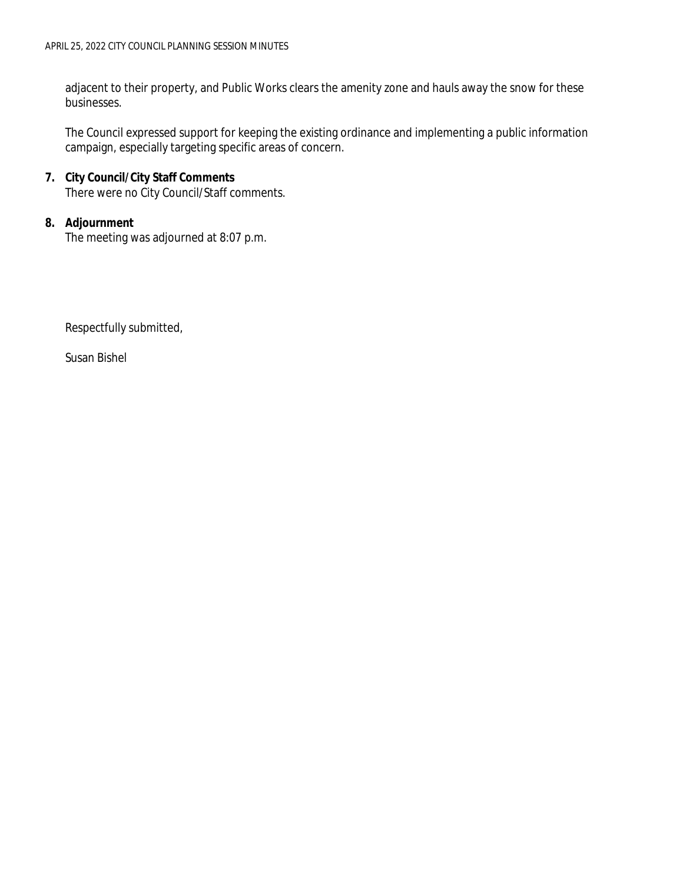adjacent to their property, and Public Works clears the amenity zone and hauls away the snow for these businesses.

The Council expressed support for keeping the existing ordinance and implementing a public information campaign, especially targeting specific areas of concern.

**7. City Council/City Staff Comments**

There were no City Council/Staff comments.

**8. Adjournment**

The meeting was adjourned at 8:07 p.m.

Respectfully submitted,

Susan Bishel